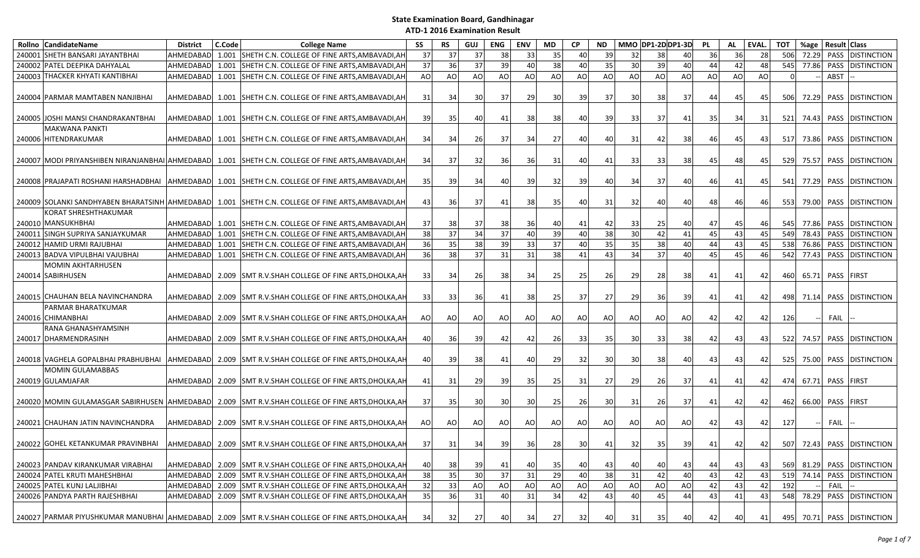**State Examination Board, Gandhinagar**

**ATD-1 2016 Examination Result**

| Rollno | CandidateName | District | C.Code | College Name | SS | RS | GUJ | ENG | ENV | MD | CP | ND | MMO | DP1-2D | DP1-3D | PL | AL | EVAL. | TOT | %age | Result | Class |
|---|---|---|---|---|---|---|---|---|---|---|---|---|---|---|---|---|---|---|---|---|---|---|
| 240001 | SHETH BANSARI JAYANTBHAI | AHMEDABAD | 1.001 | SHETH C.N. COLLEGE OF FINE ARTS,AMBAVADI,AH | 37 | 37 | 37 | 38 | 33 | 35 | 40 | 39 | 32 | 38 | 40 | 36 | 36 | 28 | 506 | 72.29 | PASS | DISTINCTION |
| 240002 | PATEL DEEPIKA DAHYALAL | AHMEDABAD | 1.001 | SHETH C.N. COLLEGE OF FINE ARTS,AMBAVADI,AH | 37 | 36 | 37 | 39 | 40 | 38 | 40 | 35 | 30 | 39 | 40 | 44 | 42 | 48 | 545 | 77.86 | PASS | DISTINCTION |
| 240003 | THACKER KHYATI KANTIBHAI | AHMEDABAD | 1.001 | SHETH C.N. COLLEGE OF FINE ARTS,AMBAVADI,AH | AO | AO | AO | AO | AO | AO | AO | AO | AO | AO | AO | AO | AO | AO | 0 | -- | ABST | -- |
| 240004 | PARMAR MAMTABEN NANJIBHAI | AHMEDABAD | 1.001 | SHETH C.N. COLLEGE OF FINE ARTS,AMBAVADI,AH | 31 | 34 | 30 | 37 | 29 | 30 | 39 | 37 | 30 | 38 | 37 | 44 | 45 | 45 | 506 | 72.29 | PASS | DISTINCTION |
| 240005 | JOSHI MANSI CHANDRAKANTBHAI | AHMEDABAD | 1.001 | SHETH C.N. COLLEGE OF FINE ARTS,AMBAVADI,AH | 39 | 35 | 40 | 41 | 38 | 38 | 40 | 39 | 33 | 37 | 41 | 35 | 34 | 31 | 521 | 74.43 | PASS | DISTINCTION |
| 240006 | MAKWANA PANKTI HITENDRAKUMAR | AHMEDABAD | 1.001 | SHETH C.N. COLLEGE OF FINE ARTS,AMBAVADI,AH | 34 | 34 | 26 | 37 | 34 | 27 | 40 | 40 | 31 | 42 | 38 | 46 | 45 | 43 | 517 | 73.86 | PASS | DISTINCTION |
| 240007 | MODI PRIYANSHIBEN NIRANJANBHAI | AHMEDABAD | 1.001 | SHETH C.N. COLLEGE OF FINE ARTS,AMBAVADI,AH | 34 | 37 | 32 | 36 | 36 | 31 | 40 | 41 | 33 | 33 | 38 | 45 | 48 | 45 | 529 | 75.57 | PASS | DISTINCTION |
| 240008 | PRAJAPATI ROSHANI HARSHADBHAI | AHMEDABAD | 1.001 | SHETH C.N. COLLEGE OF FINE ARTS,AMBAVADI,AH | 35 | 39 | 34 | 40 | 39 | 32 | 39 | 40 | 34 | 37 | 40 | 46 | 41 | 45 | 541 | 77.29 | PASS | DISTINCTION |
| 240009 | SOLANKI SANDHYABEN BHARATSINH | AHMEDABAD | 1.001 | SHETH C.N. COLLEGE OF FINE ARTS,AMBAVADI,AH | 43 | 36 | 37 | 41 | 38 | 35 | 40 | 31 | 32 | 40 | 40 | 48 | 46 | 46 | 553 | 79.00 | PASS | DISTINCTION |
| 240010 | KORAT SHRESHTHAKUMAR MANSUKHBHAI | AHMEDABAD | 1.001 | SHETH C.N. COLLEGE OF FINE ARTS,AMBAVADI,AH | 37 | 38 | 37 | 38 | 36 | 40 | 41 | 42 | 33 | 25 | 40 | 47 | 45 | 46 | 545 | 77.86 | PASS | DISTINCTION |
| 240011 | SINGH SUPRIYA SANJAYKUMAR | AHMEDABAD | 1.001 | SHETH C.N. COLLEGE OF FINE ARTS,AMBAVADI,AH | 38 | 37 | 34 | 37 | 40 | 39 | 40 | 38 | 30 | 42 | 41 | 45 | 43 | 45 | 549 | 78.43 | PASS | DISTINCTION |
| 240012 | HAMID URMI RAJUBHAI | AHMEDABAD | 1.001 | SHETH C.N. COLLEGE OF FINE ARTS,AMBAVADI,AH | 36 | 35 | 38 | 39 | 33 | 37 | 40 | 35 | 35 | 38 | 40 | 44 | 43 | 45 | 538 | 76.86 | PASS | DISTINCTION |
| 240013 | BADVA VIPULBHAI VAJUBHAI | AHMEDABAD | 1.001 | SHETH C.N. COLLEGE OF FINE ARTS,AMBAVADI,AH | 36 | 38 | 37 | 31 | 31 | 38 | 41 | 43 | 34 | 37 | 40 | 45 | 45 | 46 | 542 | 77.43 | PASS | DISTINCTION |
| 240014 | MOMIN AKHTARHUSEN SABIRHUSEN | AHMEDABAD | 2.009 | SMT R.V.SHAH COLLEGE OF FINE ARTS,DHOLKA,AH | 33 | 34 | 26 | 38 | 34 | 25 | 25 | 26 | 29 | 28 | 38 | 41 | 41 | 42 | 460 | 65.71 | PASS | FIRST |
| 240015 | CHAUHAN BELA NAVINCHANDRA | AHMEDABAD | 2.009 | SMT R.V.SHAH COLLEGE OF FINE ARTS,DHOLKA,AH | 33 | 33 | 36 | 41 | 38 | 25 | 37 | 27 | 29 | 36 | 39 | 41 | 41 | 42 | 498 | 71.14 | PASS | DISTINCTION |
| 240016 | PARMAR BHARATKUMAR CHIMANBHAI | AHMEDABAD | 2.009 | SMT R.V.SHAH COLLEGE OF FINE ARTS,DHOLKA,AH | AO | AO | AO | AO | AO | AO | AO | AO | AO | AO | AO | 42 | 42 | 42 | 126 | -- | FAIL | -- |
| 240017 | RANA GHANASHYAMSINH DHARMENDRASINH | AHMEDABAD | 2.009 | SMT R.V.SHAH COLLEGE OF FINE ARTS,DHOLKA,AH | 40 | 36 | 39 | 42 | 42 | 26 | 33 | 35 | 30 | 33 | 38 | 42 | 43 | 43 | 522 | 74.57 | PASS | DISTINCTION |
| 240018 | VAGHELA GOPALBHAI PRABHUBHAI | AHMEDABAD | 2.009 | SMT R.V.SHAH COLLEGE OF FINE ARTS,DHOLKA,AH | 40 | 39 | 38 | 41 | 40 | 29 | 32 | 30 | 30 | 38 | 40 | 43 | 43 | 42 | 525 | 75.00 | PASS | DISTINCTION |
| 240019 | MOMIN GULAMABBAS GULAMJAFAR | AHMEDABAD | 2.009 | SMT R.V.SHAH COLLEGE OF FINE ARTS,DHOLKA,AH | 41 | 31 | 29 | 39 | 35 | 25 | 31 | 27 | 29 | 26 | 37 | 41 | 41 | 42 | 474 | 67.71 | PASS | FIRST |
| 240020 | MOMIN GULAMASGAR SABIRHUSEN | AHMEDABAD | 2.009 | SMT R.V.SHAH COLLEGE OF FINE ARTS,DHOLKA,AH | 37 | 35 | 30 | 30 | 30 | 25 | 26 | 30 | 31 | 26 | 37 | 41 | 42 | 42 | 462 | 66.00 | PASS | FIRST |
| 240021 | CHAUHAN JATIN NAVINCHANDRA | AHMEDABAD | 2.009 | SMT R.V.SHAH COLLEGE OF FINE ARTS,DHOLKA,AH | AO | AO | AO | AO | AO | AO | AO | AO | AO | AO | AO | 42 | 43 | 42 | 127 | -- | FAIL | -- |
| 240022 | GOHEL KETANKUMAR PRAVINBHAI | AHMEDABAD | 2.009 | SMT R.V.SHAH COLLEGE OF FINE ARTS,DHOLKA,AH | 37 | 31 | 34 | 39 | 36 | 28 | 30 | 41 | 32 | 35 | 39 | 41 | 42 | 42 | 507 | 72.43 | PASS | DISTINCTION |
| 240023 | PANDAV KIRANKUMAR VIRABHAI | AHMEDABAD | 2.009 | SMT R.V.SHAH COLLEGE OF FINE ARTS,DHOLKA,AH | 40 | 38 | 39 | 41 | 40 | 35 | 40 | 43 | 40 | 40 | 43 | 44 | 43 | 43 | 569 | 81.29 | PASS | DISTINCTION |
| 240024 | PATEL KRUTI MAHESHBHAI | AHMEDABAD | 2.009 | SMT R.V.SHAH COLLEGE OF FINE ARTS,DHOLKA,AH | 38 | 35 | 30 | 37 | 31 | 29 | 40 | 38 | 31 | 42 | 40 | 43 | 42 | 43 | 519 | 74.14 | PASS | DISTINCTION |
| 240025 | PATEL KUNJ LALJIBHAI | AHMEDABAD | 2.009 | SMT R.V.SHAH COLLEGE OF FINE ARTS,DHOLKA,AH | 32 | 33 | AO | AO | AO | AO | AO | AO | AO | AO | AO | 42 | 43 | 42 | 192 | -- | FAIL | -- |
| 240026 | PANDYA PARTH RAJESHBHAI | AHMEDABAD | 2.009 | SMT R.V.SHAH COLLEGE OF FINE ARTS,DHOLKA,AH | 35 | 36 | 31 | 40 | 31 | 34 | 42 | 43 | 40 | 45 | 44 | 43 | 41 | 43 | 548 | 78.29 | PASS | DISTINCTION |
| 240027 | PARMAR PIYUSHKUMAR MANUBHAI | AHMEDABAD | 2.009 | SMT R.V.SHAH COLLEGE OF FINE ARTS,DHOLKA,AH | 34 | 32 | 27 | 40 | 34 | 27 | 32 | 40 | 31 | 35 | 40 | 42 | 40 | 41 | 495 | 70.71 | PASS | DISTINCTION |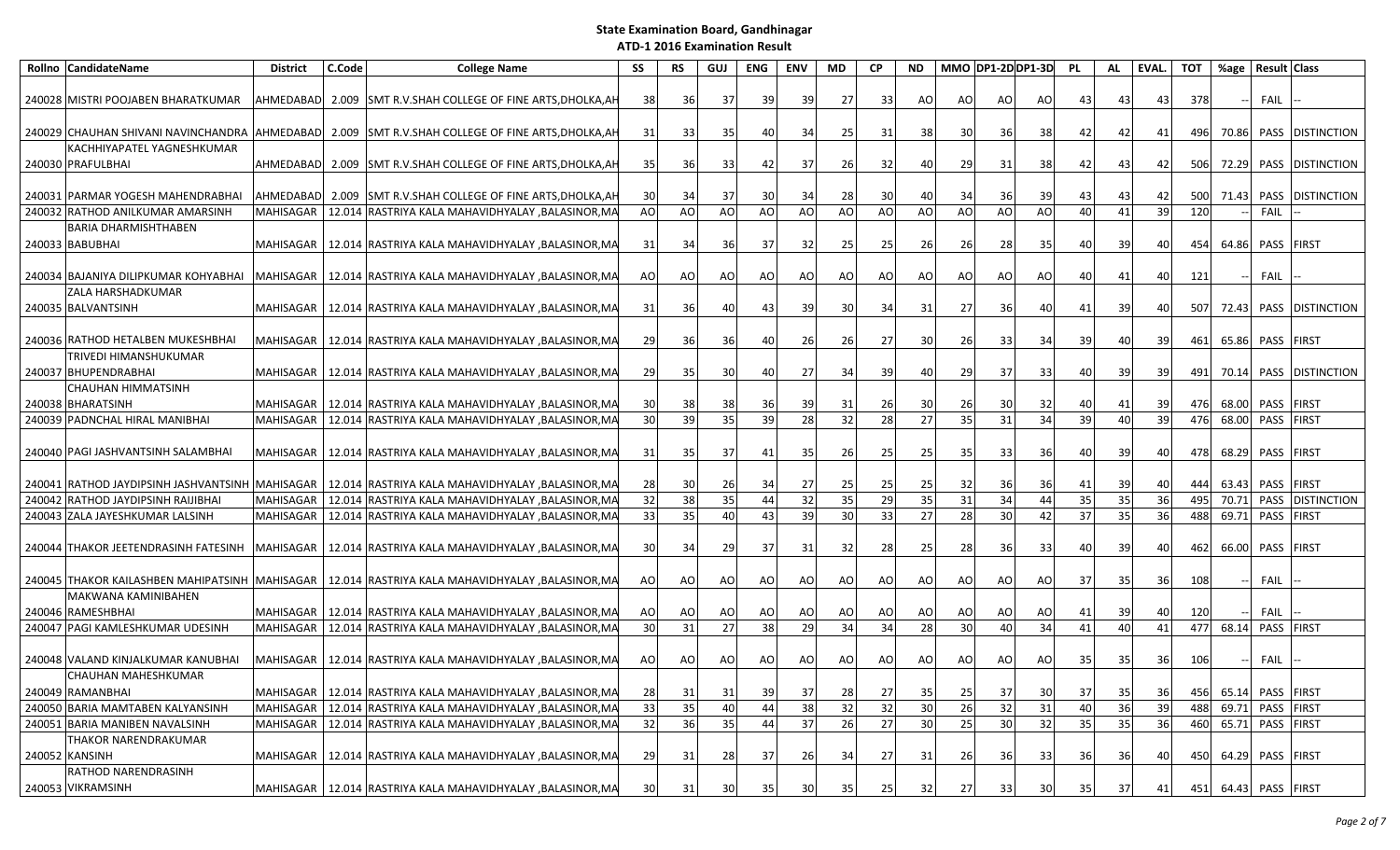# State Examination Board, Gandhinagar

## ATD-1 2016 Examination Result

| Rollno | CandidateName | District | C.Code | College Name | SS | RS | GUJ | ENG | ENV | MD | CP | ND | MMO | DP1-2D | DP1-3D | PL | AL | EVAL. | TOT | %age | Result | Class |
|---|---|---|---|---|---|---|---|---|---|---|---|---|---|---|---|---|---|---|---|---|---|---|
| 240028 | MISTRI POOJABEN BHARATKUMAR | AHMEDABAD | 2.009 | SMT R.V.SHAH COLLEGE OF FINE ARTS,DHOLKA,AH | 38 | 36 | 37 | 39 | 39 | 27 | 33 | AO | AO | AO | AO | 43 | 43 | 43 | 378 | -- | FAIL | -- |
| 240029 | CHAUHAN SHIVANI NAVINCHANDRA | AHMEDABAD | 2.009 | SMT R.V.SHAH COLLEGE OF FINE ARTS,DHOLKA,AH | 31 | 33 | 35 | 40 | 34 | 25 | 31 | 38 | 30 | 36 | 38 | 42 | 42 | 41 | 496 | 70.86 | PASS | DISTINCTION |
| 240030 | KACHHIYAPATEL YAGNESHKUMAR PRAFULBHAI | AHMEDABAD | 2.009 | SMT R.V.SHAH COLLEGE OF FINE ARTS,DHOLKA,AH | 35 | 36 | 33 | 42 | 37 | 26 | 32 | 40 | 29 | 31 | 38 | 42 | 43 | 42 | 506 | 72.29 | PASS | DISTINCTION |
| 240031 | PARMAR YOGESH MAHENDRABHAI | AHMEDABAD | 2.009 | SMT R.V.SHAH COLLEGE OF FINE ARTS,DHOLKA,AH | 30 | 34 | 37 | 30 | 34 | 28 | 30 | 40 | 34 | 36 | 39 | 43 | 43 | 42 | 500 | 71.43 | PASS | DISTINCTION |
| 240032 | RATHOD ANILKUMAR AMARSINH | MAHISAGAR | 12.014 | RASTRIYA KALA MAHAVIDHYALAY ,BALASINOR,MA | AO | AO | AO | AO | AO | AO | AO | AO | AO | AO | AO | 40 | 41 | 39 | 120 | -- | FAIL | -- |
| 240033 | BARIA DHARMISHTHABEN BABUBHAI | MAHISAGAR | 12.014 | RASTRIYA KALA MAHAVIDHYALAY ,BALASINOR,MA | 31 | 34 | 36 | 37 | 32 | 25 | 25 | 26 | 26 | 28 | 35 | 40 | 39 | 40 | 454 | 64.86 | PASS | FIRST |
| 240034 | BAJANIYA DILIPKUMAR KOHYABHAI | MAHISAGAR | 12.014 | RASTRIYA KALA MAHAVIDHYALAY ,BALASINOR,MA | AO | AO | AO | AO | AO | AO | AO | AO | AO | AO | AO | 40 | 41 | 40 | 121 | -- | FAIL | -- |
| 240035 | ZALA HARSHADKUMAR BALVANTSINH | MAHISAGAR | 12.014 | RASTRIYA KALA MAHAVIDHYALAY ,BALASINOR,MA | 31 | 36 | 40 | 43 | 39 | 30 | 34 | 31 | 27 | 36 | 40 | 41 | 39 | 40 | 507 | 72.43 | PASS | DISTINCTION |
| 240036 | RATHOD HETALBEN MUKESHBHAI | MAHISAGAR | 12.014 | RASTRIYA KALA MAHAVIDHYALAY ,BALASINOR,MA | 29 | 36 | 36 | 40 | 26 | 26 | 27 | 30 | 26 | 33 | 34 | 39 | 40 | 39 | 461 | 65.86 | PASS | FIRST |
| 240037 | TRIVEDI HIMANSHUKUMAR BHUPENDRABHAI | MAHISAGAR | 12.014 | RASTRIYA KALA MAHAVIDHYALAY ,BALASINOR,MA | 29 | 35 | 30 | 40 | 27 | 34 | 39 | 40 | 29 | 37 | 33 | 40 | 39 | 39 | 491 | 70.14 | PASS | DISTINCTION |
| 240038 | CHAUHAN HIMMATSINH BHARATSINH | MAHISAGAR | 12.014 | RASTRIYA KALA MAHAVIDHYALAY ,BALASINOR,MA | 30 | 38 | 38 | 36 | 39 | 31 | 26 | 30 | 26 | 30 | 32 | 40 | 41 | 39 | 476 | 68.00 | PASS | FIRST |
| 240039 | PADNCHAL HIRAL MANIBHAI | MAHISAGAR | 12.014 | RASTRIYA KALA MAHAVIDHYALAY ,BALASINOR,MA | 30 | 39 | 35 | 39 | 28 | 32 | 28 | 27 | 35 | 31 | 34 | 39 | 40 | 39 | 476 | 68.00 | PASS | FIRST |
| 240040 | PAGI JASHVANTSINH SALAMBHAI | MAHISAGAR | 12.014 | RASTRIYA KALA MAHAVIDHYALAY ,BALASINOR,MA | 31 | 35 | 37 | 41 | 35 | 26 | 25 | 25 | 35 | 33 | 36 | 40 | 39 | 40 | 478 | 68.29 | PASS | FIRST |
| 240041 | RATHOD JAYDIPSINH JASHVANTSINH | MAHISAGAR | 12.014 | RASTRIYA KALA MAHAVIDHYALAY ,BALASINOR,MA | 28 | 30 | 26 | 34 | 27 | 25 | 25 | 25 | 32 | 36 | 36 | 41 | 39 | 40 | 444 | 63.43 | PASS | FIRST |
| 240042 | RATHOD JAYDIPSINH RAIJIBHAI | MAHISAGAR | 12.014 | RASTRIYA KALA MAHAVIDHYALAY ,BALASINOR,MA | 32 | 38 | 35 | 44 | 32 | 35 | 29 | 35 | 31 | 34 | 44 | 35 | 35 | 36 | 495 | 70.71 | PASS | DISTINCTION |
| 240043 | ZALA JAYESHKUMAR LALSINH | MAHISAGAR | 12.014 | RASTRIYA KALA MAHAVIDHYALAY ,BALASINOR,MA | 33 | 35 | 40 | 43 | 39 | 30 | 33 | 27 | 28 | 30 | 42 | 37 | 35 | 36 | 488 | 69.71 | PASS | FIRST |
| 240044 | THAKOR JEETENDRASINH FATESINH | MAHISAGAR | 12.014 | RASTRIYA KALA MAHAVIDHYALAY ,BALASINOR,MA | 30 | 34 | 29 | 37 | 31 | 32 | 28 | 25 | 28 | 36 | 33 | 40 | 39 | 40 | 462 | 66.00 | PASS | FIRST |
| 240045 | THAKOR KAILASHBEN MAHIPATSINH | MAHISAGAR | 12.014 | RASTRIYA KALA MAHAVIDHYALAY ,BALASINOR,MA | AO | AO | AO | AO | AO | AO | AO | AO | AO | AO | AO | 37 | 35 | 36 | 108 | -- | FAIL | -- |
| 240046 | MAKWANA KAMINIBAHEN RAMESHBHAI | MAHISAGAR | 12.014 | RASTRIYA KALA MAHAVIDHYALAY ,BALASINOR,MA | AO | AO | AO | AO | AO | AO | AO | AO | AO | AO | AO | 41 | 39 | 40 | 120 | -- | FAIL | -- |
| 240047 | PAGI KAMLESHKUMAR UDESINH | MAHISAGAR | 12.014 | RASTRIYA KALA MAHAVIDHYALAY ,BALASINOR,MA | 30 | 31 | 27 | 38 | 29 | 34 | 34 | 28 | 30 | 40 | 34 | 41 | 40 | 41 | 477 | 68.14 | PASS | FIRST |
| 240048 | VALAND KINJALKUMAR KANUBHAI | MAHISAGAR | 12.014 | RASTRIYA KALA MAHAVIDHYALAY ,BALASINOR,MA | AO | AO | AO | AO | AO | AO | AO | AO | AO | AO | AO | 35 | 35 | 36 | 106 | -- | FAIL | -- |
| 240049 | CHAUHAN MAHESHKUMAR RAMANBHAI | MAHISAGAR | 12.014 | RASTRIYA KALA MAHAVIDHYALAY ,BALASINOR,MA | 28 | 31 | 31 | 39 | 37 | 28 | 27 | 35 | 25 | 37 | 30 | 37 | 35 | 36 | 456 | 65.14 | PASS | FIRST |
| 240050 | BARIA MAMTABEN KALYANSINH | MAHISAGAR | 12.014 | RASTRIYA KALA MAHAVIDHYALAY ,BALASINOR,MA | 33 | 35 | 40 | 44 | 38 | 32 | 32 | 30 | 26 | 32 | 31 | 40 | 36 | 39 | 488 | 69.71 | PASS | FIRST |
| 240051 | BARIA MANIBEN NAVALSINH | MAHISAGAR | 12.014 | RASTRIYA KALA MAHAVIDHYALAY ,BALASINOR,MA | 32 | 36 | 35 | 44 | 37 | 26 | 27 | 30 | 25 | 30 | 32 | 35 | 35 | 36 | 460 | 65.71 | PASS | FIRST |
| 240052 | THAKOR NARENDRAKUMAR KANSINH | MAHISAGAR | 12.014 | RASTRIYA KALA MAHAVIDHYALAY ,BALASINOR,MA | 29 | 31 | 28 | 37 | 26 | 34 | 27 | 31 | 26 | 36 | 33 | 36 | 36 | 40 | 450 | 64.29 | PASS | FIRST |
| 240053 | RATHOD NARENDRASINH VIKRAMSINH | MAHISAGAR | 12.014 | RASTRIYA KALA MAHAVIDHYALAY ,BALASINOR,MA | 30 | 31 | 30 | 35 | 30 | 35 | 25 | 32 | 27 | 33 | 30 | 35 | 37 | 41 | 451 | 64.43 | PASS | FIRST |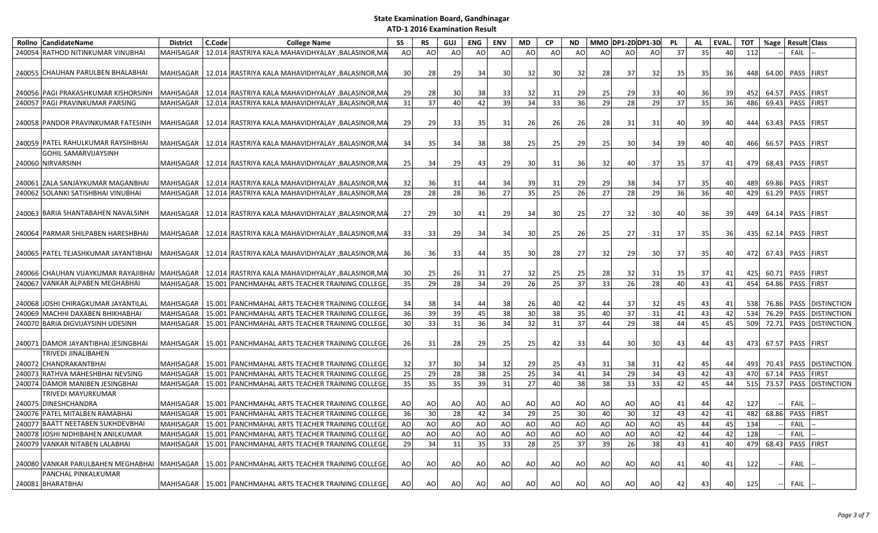# State Examination Board, Gandhinagar

## ATD-1 2016 Examination Result

| Rollno | CandidateName | District | C.Code | College Name | SS | RS | GUJ | ENG | ENV | MD | CP | ND | MMO | DP1-2D | DP1-3D | PL | AL | EVAL. | TOT | %age | Result | Class |
|---|---|---|---|---|---|---|---|---|---|---|---|---|---|---|---|---|---|---|---|---|---|---|
| 240054 | RATHOD NITINKUMAR VINUBHAI | MAHISAGAR | 12.014 | RASTRIYA KALA MAHAVIDHYALAY ,BALASINOR,MA | AO | AO | AO | AO | AO | AO | AO | AO | AO | AO | AO | 37 | 35 | 40 | 112 | -- | FAIL | -- |
| 240055 | CHAUHAN PARULBEN BHALABHAI | MAHISAGAR | 12.014 | RASTRIYA KALA MAHAVIDHYALAY ,BALASINOR,MA | 30 | 28 | 29 | 34 | 30 | 32 | 30 | 32 | 28 | 37 | 32 | 35 | 35 | 36 | 448 | 64.00 | PASS | FIRST |
| 240056 | PAGI PRAKASHKUMAR KISHORSINH | MAHISAGAR | 12.014 | RASTRIYA KALA MAHAVIDHYALAY ,BALASINOR,MA | 29 | 28 | 30 | 38 | 33 | 32 | 31 | 29 | 25 | 29 | 33 | 40 | 36 | 39 | 452 | 64.57 | PASS | FIRST |
| 240057 | PAGI PRAVINKUMAR PARSING | MAHISAGAR | 12.014 | RASTRIYA KALA MAHAVIDHYALAY ,BALASINOR,MA | 31 | 37 | 40 | 42 | 39 | 34 | 33 | 36 | 29 | 28 | 29 | 37 | 35 | 36 | 486 | 69.43 | PASS | FIRST |
| 240058 | PANDOR PRAVINKUMAR FATESINH | MAHISAGAR | 12.014 | RASTRIYA KALA MAHAVIDHYALAY ,BALASINOR,MA | 29 | 29 | 33 | 35 | 31 | 26 | 26 | 26 | 28 | 31 | 31 | 40 | 39 | 40 | 444 | 63.43 | PASS | FIRST |
| 240059 | PATEL RAHULKUMAR RAYSIHBHAI | MAHISAGAR | 12.014 | RASTRIYA KALA MAHAVIDHYALAY ,BALASINOR,MA | 34 | 35 | 34 | 38 | 38 | 25 | 25 | 29 | 25 | 30 | 34 | 39 | 40 | 40 | 466 | 66.57 | PASS | FIRST |
| 240060 | GOHIL SAMARVIJAYSINH NIRVARSINH | MAHISAGAR | 12.014 | RASTRIYA KALA MAHAVIDHYALAY ,BALASINOR,MA | 25 | 34 | 29 | 43 | 29 | 30 | 31 | 36 | 32 | 40 | 37 | 35 | 37 | 41 | 479 | 68.43 | PASS | FIRST |
| 240061 | ZALA SANJAYKUMAR MAGANBHAI | MAHISAGAR | 12.014 | RASTRIYA KALA MAHAVIDHYALAY ,BALASINOR,MA | 32 | 36 | 31 | 44 | 34 | 39 | 31 | 29 | 29 | 38 | 34 | 37 | 35 | 40 | 489 | 69.86 | PASS | FIRST |
| 240062 | SOLANKI SATISHBHAI VINUBHAI | MAHISAGAR | 12.014 | RASTRIYA KALA MAHAVIDHYALAY ,BALASINOR,MA | 28 | 28 | 28 | 36 | 27 | 35 | 25 | 26 | 27 | 28 | 29 | 36 | 36 | 40 | 429 | 61.29 | PASS | FIRST |
| 240063 | BARIA SHANTABAHEN NAVALSINH | MAHISAGAR | 12.014 | RASTRIYA KALA MAHAVIDHYALAY ,BALASINOR,MA | 27 | 29 | 30 | 41 | 29 | 34 | 30 | 25 | 27 | 32 | 30 | 40 | 36 | 39 | 449 | 64.14 | PASS | FIRST |
| 240064 | PARMAR SHILPABEN HARESHBHAI | MAHISAGAR | 12.014 | RASTRIYA KALA MAHAVIDHYALAY ,BALASINOR,MA | 33 | 33 | 29 | 34 | 34 | 30 | 25 | 26 | 25 | 27 | 31 | 37 | 35 | 36 | 435 | 62.14 | PASS | FIRST |
| 240065 | PATEL TEJASHKUMAR JAYANTIBHAI | MAHISAGAR | 12.014 | RASTRIYA KALA MAHAVIDHYALAY ,BALASINOR,MA | 36 | 36 | 33 | 44 | 35 | 30 | 28 | 27 | 32 | 29 | 30 | 37 | 35 | 40 | 472 | 67.43 | PASS | FIRST |
| 240066 | CHAUHAN VIJAYKUMAR RAYAJIBHAI | MAHISAGAR | 12.014 | RASTRIYA KALA MAHAVIDHYALAY ,BALASINOR,MA | 30 | 25 | 26 | 31 | 27 | 32 | 25 | 25 | 28 | 32 | 31 | 35 | 37 | 41 | 425 | 60.71 | PASS | FIRST |
| 240067 | VANKAR ALPABEN MEGHABHAI | MAHISAGAR | 15.001 | PANCHMAHAL ARTS TEACHER TRAINING COLLEGE, | 35 | 29 | 28 | 34 | 29 | 26 | 25 | 37 | 33 | 26 | 28 | 40 | 43 | 41 | 454 | 64.86 | PASS | FIRST |
| 240068 | JOSHI CHIRAGKUMAR JAYANTILAL | MAHISAGAR | 15.001 | PANCHMAHAL ARTS TEACHER TRAINING COLLEGE, | 34 | 38 | 34 | 44 | 38 | 26 | 40 | 42 | 44 | 37 | 32 | 45 | 43 | 41 | 538 | 76.86 | PASS | DISTINCTION |
| 240069 | MACHHI DAXABEN BHIKHABHAI | MAHISAGAR | 15.001 | PANCHMAHAL ARTS TEACHER TRAINING COLLEGE, | 36 | 39 | 39 | 45 | 38 | 30 | 38 | 35 | 40 | 37 | 31 | 41 | 43 | 42 | 534 | 76.29 | PASS | DISTINCTION |
| 240070 | BARIA DIGVIJAYSINH UDESINH | MAHISAGAR | 15.001 | PANCHMAHAL ARTS TEACHER TRAINING COLLEGE, | 30 | 33 | 31 | 36 | 34 | 32 | 31 | 37 | 44 | 29 | 38 | 44 | 45 | 45 | 509 | 72.71 | PASS | DISTINCTION |
| 240071 | DAMOR JAYANTIBHAI JESINGBHAI | MAHISAGAR | 15.001 | PANCHMAHAL ARTS TEACHER TRAINING COLLEGE, | 26 | 31 | 28 | 29 | 25 | 25 | 42 | 33 | 44 | 30 | 30 | 43 | 44 | 43 | 473 | 67.57 | PASS | FIRST |
| 240072 | TRIVEDI JINALIBAHEN CHANDRAKANTBHAI | MAHISAGAR | 15.001 | PANCHMAHAL ARTS TEACHER TRAINING COLLEGE, | 32 | 37 | 30 | 34 | 32 | 29 | 25 | 43 | 31 | 38 | 31 | 42 | 45 | 44 | 493 | 70.43 | PASS | DISTINCTION |
| 240073 | RATHVA MAHESHBHAI NEVSING | MAHISAGAR | 15.001 | PANCHMAHAL ARTS TEACHER TRAINING COLLEGE, | 25 | 29 | 28 | 38 | 25 | 25 | 34 | 41 | 34 | 29 | 34 | 43 | 42 | 43 | 470 | 67.14 | PASS | FIRST |
| 240074 | DAMOR MANIBEN JESINGBHAI | MAHISAGAR | 15.001 | PANCHMAHAL ARTS TEACHER TRAINING COLLEGE, | 35 | 35 | 35 | 39 | 31 | 27 | 40 | 38 | 38 | 33 | 33 | 42 | 45 | 44 | 515 | 73.57 | PASS | DISTINCTION |
| 240075 | TRIVEDI MAYURKUMAR DINESHCHANDRA | MAHISAGAR | 15.001 | PANCHMAHAL ARTS TEACHER TRAINING COLLEGE, | AO | AO | AO | AO | AO | AO | AO | AO | AO | AO | AO | 41 | 44 | 42 | 127 | -- | FAIL | -- |
| 240076 | PATEL MITALBEN RAMABHAI | MAHISAGAR | 15.001 | PANCHMAHAL ARTS TEACHER TRAINING COLLEGE, | 36 | 30 | 28 | 42 | 34 | 29 | 25 | 30 | 40 | 30 | 32 | 43 | 42 | 41 | 482 | 68.86 | PASS | FIRST |
| 240077 | BAATT NEETABEN SUKHDEVBHAI | MAHISAGAR | 15.001 | PANCHMAHAL ARTS TEACHER TRAINING COLLEGE, | AO | AO | AO | AO | AO | AO | AO | AO | AO | AO | AO | 45 | 44 | 45 | 134 | -- | FAIL | -- |
| 240078 | JOSHI NIDHIBAHEN ANILKUMAR | MAHISAGAR | 15.001 | PANCHMAHAL ARTS TEACHER TRAINING COLLEGE, | AO | AO | AO | AO | AO | AO | AO | AO | AO | AO | AO | 42 | 44 | 42 | 128 | -- | FAIL | -- |
| 240079 | VANKAR NITABEN LALABHAI | MAHISAGAR | 15.001 | PANCHMAHAL ARTS TEACHER TRAINING COLLEGE, | 29 | 34 | 31 | 35 | 33 | 28 | 25 | 37 | 39 | 26 | 38 | 43 | 41 | 40 | 479 | 68.43 | PASS | FIRST |
| 240080 | VANKAR PARULBAHEN MEGHABHAI | MAHISAGAR | 15.001 | PANCHMAHAL ARTS TEACHER TRAINING COLLEGE, | AO | AO | AO | AO | AO | AO | AO | AO | AO | AO | AO | 41 | 40 | 41 | 122 | -- | FAIL | -- |
| 240081 | PANCHAL PINKALKUMAR BHARATBHAI | MAHISAGAR | 15.001 | PANCHMAHAL ARTS TEACHER TRAINING COLLEGE, | AO | AO | AO | AO | AO | AO | AO | AO | AO | AO | AO | 42 | 43 | 40 | 125 | -- | FAIL | -- |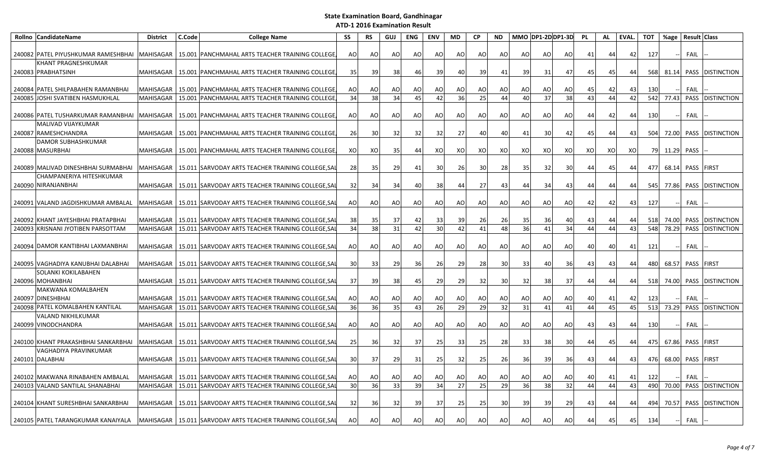# State Examination Board, Gandhinagar

## ATD-1 2016 Examination Result

| Rollno | CandidateName | District | C.Code | College Name | SS | RS | GUJ | ENG | ENV | MD | CP | ND | MMO | DP1-2D | DP1-3D | PL | AL | EVAL. | TOT | %age | Result | Class |
|---|---|---|---|---|---|---|---|---|---|---|---|---|---|---|---|---|---|---|---|---|---|---|
| 240082 | PATEL PIYUSHKUMAR RAMESHBHAI | MAHISAGAR | 15.001 | PANCHMAHAL ARTS TEACHER TRAINING COLLEGE, | AO | AO | AO | AO | AO | AO | AO | AO | AO | AO | AO | 41 | 44 | 42 | 127 | -- | FAIL | -- |
| 240083 | KHANT PRAGNESHKUMAR PRABHATSINH | MAHISAGAR | 15.001 | PANCHMAHAL ARTS TEACHER TRAINING COLLEGE, | 35 | 39 | 38 | 46 | 39 | 40 | 39 | 41 | 39 | 31 | 47 | 45 | 45 | 44 | 568 | 81.14 | PASS | DISTINCTION |
| 240084 | PATEL SHILPABAHEN RAMANBHAI | MAHISAGAR | 15.001 | PANCHMAHAL ARTS TEACHER TRAINING COLLEGE, | AO | AO | AO | AO | AO | AO | AO | AO | AO | AO | AO | 45 | 42 | 43 | 130 | -- | FAIL | -- |
| 240085 | JOSHI SVATIBEN HASMUKHLAL | MAHISAGAR | 15.001 | PANCHMAHAL ARTS TEACHER TRAINING COLLEGE, | 34 | 38 | 34 | 45 | 42 | 36 | 25 | 44 | 40 | 37 | 38 | 43 | 44 | 42 | 542 | 77.43 | PASS | DISTINCTION |
| 240086 | PATEL TUSHARKUMAR RAMANBHAI | MAHISAGAR | 15.001 | PANCHMAHAL ARTS TEACHER TRAINING COLLEGE, | AO | AO | AO | AO | AO | AO | AO | AO | AO | AO | AO | 44 | 42 | 44 | 130 | -- | FAIL | -- |
| 240087 | MALIVAD VIJAYKUMAR RAMESHCHANDRA | MAHISAGAR | 15.001 | PANCHMAHAL ARTS TEACHER TRAINING COLLEGE, | 26 | 30 | 32 | 32 | 32 | 27 | 40 | 40 | 41 | 30 | 42 | 45 | 44 | 43 | 504 | 72.00 | PASS | DISTINCTION |
| 240088 | DAMOR SUBHASHKUMAR MASURBHAI | MAHISAGAR | 15.001 | PANCHMAHAL ARTS TEACHER TRAINING COLLEGE, | XO | XO | 35 | 44 | XO | XO | XO | XO | XO | XO | XO | XO | XO | XO | 79 | 11.29 | PASS | -- |
| 240089 | MALIVAD DINESHBHAI SURMABHAI | MAHISAGAR | 15.011 | SARVODAY ARTS TEACHER TRAINING COLLEGE,SAL | 28 | 35 | 29 | 41 | 30 | 26 | 30 | 28 | 35 | 32 | 30 | 44 | 45 | 44 | 477 | 68.14 | PASS | FIRST |
| 240090 | CHAMPANERIYA HITESHKUMAR NIRANJANBHAI | MAHISAGAR | 15.011 | SARVODAY ARTS TEACHER TRAINING COLLEGE,SAL | 32 | 34 | 34 | 40 | 38 | 44 | 27 | 43 | 44 | 34 | 43 | 44 | 44 | 44 | 545 | 77.86 | PASS | DISTINCTION |
| 240091 | VALAND JAGDISHKUMAR AMBALAL | MAHISAGAR | 15.011 | SARVODAY ARTS TEACHER TRAINING COLLEGE,SAL | AO | AO | AO | AO | AO | AO | AO | AO | AO | AO | AO | 42 | 42 | 43 | 127 | -- | FAIL | -- |
| 240092 | KHANT JAYESHBHAI PRATAPBHAI | MAHISAGAR | 15.011 | SARVODAY ARTS TEACHER TRAINING COLLEGE,SAL | 38 | 35 | 37 | 42 | 33 | 39 | 26 | 26 | 35 | 36 | 40 | 43 | 44 | 44 | 518 | 74.00 | PASS | DISTINCTION |
| 240093 | KRISNANI JYOTIBEN PARSOTTAM | MAHISAGAR | 15.011 | SARVODAY ARTS TEACHER TRAINING COLLEGE,SAL | 34 | 38 | 31 | 42 | 30 | 42 | 41 | 48 | 36 | 41 | 34 | 44 | 44 | 43 | 548 | 78.29 | PASS | DISTINCTION |
| 240094 | DAMOR KANTIBHAI LAXMANBHAI | MAHISAGAR | 15.011 | SARVODAY ARTS TEACHER TRAINING COLLEGE,SAL | AO | AO | AO | AO | AO | AO | AO | AO | AO | AO | AO | 40 | 40 | 41 | 121 | -- | FAIL | -- |
| 240095 | VAGHADIYA KANUBHAI DALABHAI | MAHISAGAR | 15.011 | SARVODAY ARTS TEACHER TRAINING COLLEGE,SAL | 30 | 33 | 29 | 36 | 26 | 29 | 28 | 30 | 33 | 40 | 36 | 43 | 43 | 44 | 480 | 68.57 | PASS | FIRST |
| 240096 | SOLANKI KOKILABAHEN MOHANBHAI | MAHISAGAR | 15.011 | SARVODAY ARTS TEACHER TRAINING COLLEGE,SAL | 37 | 39 | 38 | 45 | 29 | 29 | 32 | 30 | 32 | 38 | 37 | 44 | 44 | 44 | 518 | 74.00 | PASS | DISTINCTION |
| 240097 | MAKWANA KOMALBAHEN DINESHBHAI | MAHISAGAR | 15.011 | SARVODAY ARTS TEACHER TRAINING COLLEGE,SAL | AO | AO | AO | AO | AO | AO | AO | AO | AO | AO | AO | 40 | 41 | 42 | 123 | -- | FAIL | -- |
| 240098 | PATEL KOMALBAHEN KANTILAL | MAHISAGAR | 15.011 | SARVODAY ARTS TEACHER TRAINING COLLEGE,SAL | 36 | 36 | 35 | 43 | 26 | 29 | 29 | 32 | 31 | 41 | 41 | 44 | 45 | 45 | 513 | 73.29 | PASS | DISTINCTION |
| 240099 | VALAND NIKHILKUMAR VINODCHANDRA | MAHISAGAR | 15.011 | SARVODAY ARTS TEACHER TRAINING COLLEGE,SAL | AO | AO | AO | AO | AO | AO | AO | AO | AO | AO | AO | 43 | 43 | 44 | 130 | -- | FAIL | -- |
| 240100 | KHANT PRAKASHBHAI SANKARBHAI | MAHISAGAR | 15.011 | SARVODAY ARTS TEACHER TRAINING COLLEGE,SAL | 25 | 36 | 32 | 37 | 25 | 33 | 25 | 28 | 33 | 38 | 30 | 44 | 45 | 44 | 475 | 67.86 | PASS | FIRST |
| 240101 | VAGHADIYA PRAVINKUMAR DALABHAI | MAHISAGAR | 15.011 | SARVODAY ARTS TEACHER TRAINING COLLEGE,SAL | 30 | 37 | 29 | 31 | 25 | 32 | 25 | 26 | 36 | 39 | 36 | 43 | 44 | 43 | 476 | 68.00 | PASS | FIRST |
| 240102 | MAKWANA RINABAHEN AMBALAL | MAHISAGAR | 15.011 | SARVODAY ARTS TEACHER TRAINING COLLEGE,SAL | AO | AO | AO | AO | AO | AO | AO | AO | AO | AO | AO | 40 | 41 | 41 | 122 | -- | FAIL | -- |
| 240103 | VALAND SANTILAL SHANABHAI | MAHISAGAR | 15.011 | SARVODAY ARTS TEACHER TRAINING COLLEGE,SAL | 30 | 36 | 33 | 39 | 34 | 27 | 25 | 29 | 36 | 38 | 32 | 44 | 44 | 43 | 490 | 70.00 | PASS | DISTINCTION |
| 240104 | KHANT SURESHBHAI SANKARBHAI | MAHISAGAR | 15.011 | SARVODAY ARTS TEACHER TRAINING COLLEGE,SAL | 32 | 36 | 32 | 39 | 37 | 25 | 25 | 30 | 39 | 39 | 29 | 43 | 44 | 44 | 494 | 70.57 | PASS | DISTINCTION |
| 240105 | PATEL TARANGKUMAR KANAIYALA | MAHISAGAR | 15.011 | SARVODAY ARTS TEACHER TRAINING COLLEGE,SAL | AO | AO | AO | AO | AO | AO | AO | AO | AO | AO | AO | 44 | 45 | 45 | 134 | -- | FAIL | -- |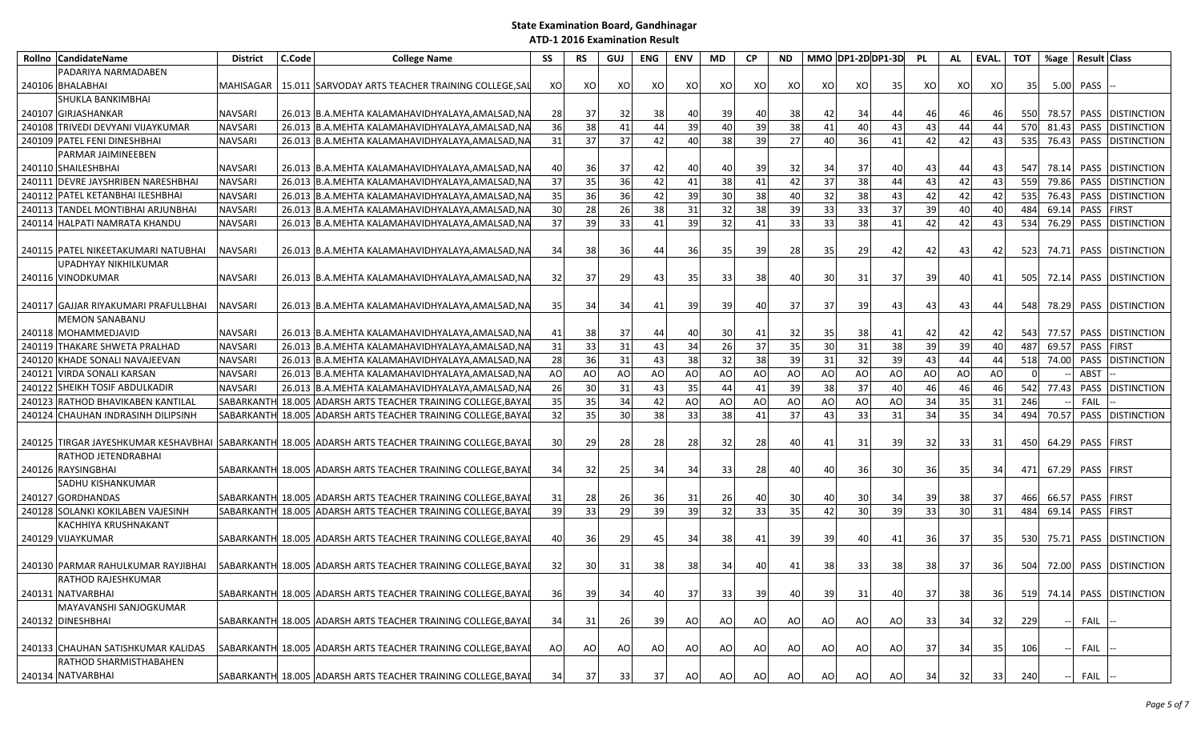## State Examination Board, Gandhinagar
### ATD-1 2016 Examination Result

| Rollno | CandidateName | District | C.Code | College Name | SS | RS | GUJ | ENG | ENV | MD | CP | ND | MMO | DP1-2D | DP1-3D | PL | AL | EVAL. | TOT | %age | Result | Class |
|---|---|---|---|---|---|---|---|---|---|---|---|---|---|---|---|---|---|---|---|---|---|---|
| 240106 | PADARIYA NARMADABEN BHALABHAI | MAHISAGAR | 15.011 | SARVODAY ARTS TEACHER TRAINING COLLEGE,SAL | XO | XO | XO | XO | XO | XO | XO | XO | XO | XO | 35 | XO | XO | XO | 35 | 5.00 | PASS | -- |
| 240107 | SHUKLA BANKIMBHAI GIRJASHANKAR | NAVSARI | 26.013 | B.A.MEHTA KALAMAHAVIDHYALAYA,AMALSAD,NA | 28 | 37 | 32 | 38 | 40 | 39 | 40 | 38 | 42 | 34 | 44 | 46 | 46 | 46 | 550 | 78.57 | PASS | DISTINCTION |
| 240108 | TRIVEDI DEVYANI VIJAYKUMAR | NAVSARI | 26.013 | B.A.MEHTA KALAMAHAVIDHYALAYA,AMALSAD,NA | 36 | 38 | 41 | 44 | 39 | 40 | 39 | 38 | 41 | 40 | 43 | 43 | 44 | 44 | 570 | 81.43 | PASS | DISTINCTION |
| 240109 | PATEL FENI DINESHBHAI | NAVSARI | 26.013 | B.A.MEHTA KALAMAHAVIDHYALAYA,AMALSAD,NA | 31 | 37 | 37 | 42 | 40 | 38 | 39 | 27 | 40 | 36 | 41 | 42 | 42 | 43 | 535 | 76.43 | PASS | DISTINCTION |
| 240110 | PARMAR JAIMINEEBEN SHAILESHBHAI | NAVSARI | 26.013 | B.A.MEHTA KALAMAHAVIDHYALAYA,AMALSAD,NA | 40 | 36 | 37 | 42 | 40 | 40 | 39 | 32 | 34 | 37 | 40 | 43 | 44 | 43 | 547 | 78.14 | PASS | DISTINCTION |
| 240111 | DEVRE JAYSHRIBEN NARESHBHAI | NAVSARI | 26.013 | B.A.MEHTA KALAMAHAVIDHYALAYA,AMALSAD,NA | 37 | 35 | 36 | 42 | 41 | 38 | 41 | 42 | 37 | 38 | 44 | 43 | 42 | 43 | 559 | 79.86 | PASS | DISTINCTION |
| 240112 | PATEL KETANBHAI ILESHBHAI | NAVSARI | 26.013 | B.A.MEHTA KALAMAHAVIDHYALAYA,AMALSAD,NA | 35 | 36 | 36 | 42 | 39 | 30 | 38 | 40 | 32 | 38 | 43 | 42 | 42 | 42 | 535 | 76.43 | PASS | DISTINCTION |
| 240113 | TANDEL MONTIBHAI ARJUNBHAI | NAVSARI | 26.013 | B.A.MEHTA KALAMAHAVIDHYALAYA,AMALSAD,NA | 30 | 28 | 26 | 38 | 31 | 32 | 38 | 39 | 33 | 33 | 37 | 39 | 40 | 40 | 484 | 69.14 | PASS | FIRST |
| 240114 | HALPATI NAMRATA KHANDU | NAVSARI | 26.013 | B.A.MEHTA KALAMAHAVIDHYALAYA,AMALSAD,NA | 37 | 39 | 33 | 41 | 39 | 32 | 41 | 33 | 33 | 38 | 41 | 42 | 42 | 43 | 534 | 76.29 | PASS | DISTINCTION |
| 240115 | PATEL NIKEETAKUMARI NATUBHAI | NAVSARI | 26.013 | B.A.MEHTA KALAMAHAVIDHYALAYA,AMALSAD,NA | 34 | 38 | 36 | 44 | 36 | 35 | 39 | 28 | 35 | 29 | 42 | 42 | 43 | 42 | 523 | 74.71 | PASS | DISTINCTION |
| 240116 | UPADHYAY NIKHILKUMAR VINODKUMAR | NAVSARI | 26.013 | B.A.MEHTA KALAMAHAVIDHYALAYA,AMALSAD,NA | 32 | 37 | 29 | 43 | 35 | 33 | 38 | 40 | 30 | 31 | 37 | 39 | 40 | 41 | 505 | 72.14 | PASS | DISTINCTION |
| 240117 | GAJJAR RIYAKUMARI PRAFULLBHAI | NAVSARI | 26.013 | B.A.MEHTA KALAMAHAVIDHYALAYA,AMALSAD,NA | 35 | 34 | 34 | 41 | 39 | 39 | 40 | 37 | 37 | 39 | 43 | 43 | 43 | 44 | 548 | 78.29 | PASS | DISTINCTION |
| 240118 | MEMON SANABANU MOHAMMEDJAVID | NAVSARI | 26.013 | B.A.MEHTA KALAMAHAVIDHYALAYA,AMALSAD,NA | 41 | 38 | 37 | 44 | 40 | 30 | 41 | 32 | 35 | 38 | 41 | 42 | 42 | 42 | 543 | 77.57 | PASS | DISTINCTION |
| 240119 | THAKARE SHWETA PRALHAD | NAVSARI | 26.013 | B.A.MEHTA KALAMAHAVIDHYALAYA,AMALSAD,NA | 31 | 33 | 31 | 43 | 34 | 26 | 37 | 35 | 30 | 31 | 38 | 39 | 39 | 40 | 487 | 69.57 | PASS | FIRST |
| 240120 | KHADE SONALI NAVAJEEVAN | NAVSARI | 26.013 | B.A.MEHTA KALAMAHAVIDHYALAYA,AMALSAD,NA | 28 | 36 | 31 | 43 | 38 | 32 | 38 | 39 | 31 | 32 | 39 | 43 | 44 | 44 | 518 | 74.00 | PASS | DISTINCTION |
| 240121 | VIRDA SONALI KARSAN | NAVSARI | 26.013 | B.A.MEHTA KALAMAHAVIDHYALAYA,AMALSAD,NA | AO | AO | AO | AO | AO | AO | AO | AO | AO | AO | AO | AO | AO | AO | 0 | -- | ABST | -- |
| 240122 | SHEIKH TOSIF ABDULKADIR | NAVSARI | 26.013 | B.A.MEHTA KALAMAHAVIDHYALAYA,AMALSAD,NA | 26 | 30 | 31 | 43 | 35 | 44 | 41 | 39 | 38 | 37 | 40 | 46 | 46 | 46 | 542 | 77.43 | PASS | DISTINCTION |
| 240123 | RATHOD BHAVIKABEN KANTILAL | SABARKANTH | 18.005 | ADARSH ARTS TEACHER TRAINING COLLEGE,BAYA | 35 | 35 | 34 | 42 | AO | AO | AO | AO | AO | AO | AO | 34 | 35 | 31 | 246 | -- | FAIL | -- |
| 240124 | CHAUHAN INDRASINH DILIPSINH | SABARKANTH | 18.005 | ADARSH ARTS TEACHER TRAINING COLLEGE,BAYA | 32 | 35 | 30 | 38 | 33 | 38 | 41 | 37 | 43 | 33 | 31 | 34 | 35 | 34 | 494 | 70.57 | PASS | DISTINCTION |
| 240125 | TIRGAR JAYESHKUMAR KESHAVBHAI | SABARKANTH | 18.005 | ADARSH ARTS TEACHER TRAINING COLLEGE,BAYA | 30 | 29 | 28 | 28 | 28 | 32 | 28 | 40 | 41 | 31 | 39 | 32 | 33 | 31 | 450 | 64.29 | PASS | FIRST |
| 240126 | RATHOD JETENDRABHAI RAYSINGBHAI | SABARKANTH | 18.005 | ADARSH ARTS TEACHER TRAINING COLLEGE,BAYA | 34 | 32 | 25 | 34 | 34 | 33 | 28 | 40 | 40 | 36 | 30 | 36 | 35 | 34 | 471 | 67.29 | PASS | FIRST |
| 240127 | SADHU KISHANKUMAR GORDHANDAS | SABARKANTH | 18.005 | ADARSH ARTS TEACHER TRAINING COLLEGE,BAYA | 31 | 28 | 26 | 36 | 31 | 26 | 40 | 30 | 40 | 30 | 34 | 39 | 38 | 37 | 466 | 66.57 | PASS | FIRST |
| 240128 | SOLANKI KOKILABEN VAJESINH | SABARKANTH | 18.005 | ADARSH ARTS TEACHER TRAINING COLLEGE,BAYA | 39 | 33 | 29 | 39 | 39 | 32 | 33 | 35 | 42 | 30 | 39 | 33 | 30 | 31 | 484 | 69.14 | PASS | FIRST |
| 240129 | KACHHIYA KRUSHNAKANT VIJAYKUMAR | SABARKANTH | 18.005 | ADARSH ARTS TEACHER TRAINING COLLEGE,BAYA | 40 | 36 | 29 | 45 | 34 | 38 | 41 | 39 | 39 | 40 | 41 | 36 | 37 | 35 | 530 | 75.71 | PASS | DISTINCTION |
| 240130 | PARMAR RAHULKUMAR RAYJIBHAI | SABARKANTH | 18.005 | ADARSH ARTS TEACHER TRAINING COLLEGE,BAYA | 32 | 30 | 31 | 38 | 38 | 34 | 40 | 41 | 38 | 33 | 38 | 38 | 37 | 36 | 504 | 72.00 | PASS | DISTINCTION |
| 240131 | RATHOD RAJESHKUMAR NATVARBHAI | SABARKANTH | 18.005 | ADARSH ARTS TEACHER TRAINING COLLEGE,BAYA | 36 | 39 | 34 | 40 | 37 | 33 | 39 | 40 | 39 | 31 | 40 | 37 | 38 | 36 | 519 | 74.14 | PASS | DISTINCTION |
| 240132 | MAYAVANSHI SANJOGKUMAR DINESHBHAI | SABARKANTH | 18.005 | ADARSH ARTS TEACHER TRAINING COLLEGE,BAYA | 34 | 31 | 26 | 39 | AO | AO | AO | AO | AO | AO | AO | 33 | 34 | 32 | 229 | -- | FAIL | -- |
| 240133 | CHAUHAN SATISHKUMAR KALIDAS | SABARKANTH | 18.005 | ADARSH ARTS TEACHER TRAINING COLLEGE,BAYA | AO | AO | AO | AO | AO | AO | AO | AO | AO | AO | AO | 37 | 34 | 35 | 106 | -- | FAIL | -- |
| 240134 | RATHOD SHARMISTHABAHEN NATVARBHAI | SABARKANTH | 18.005 | ADARSH ARTS TEACHER TRAINING COLLEGE,BAYA | 34 | 37 | 33 | 37 | AO | AO | AO | AO | AO | AO | AO | 34 | 32 | 33 | 240 | -- | FAIL | -- |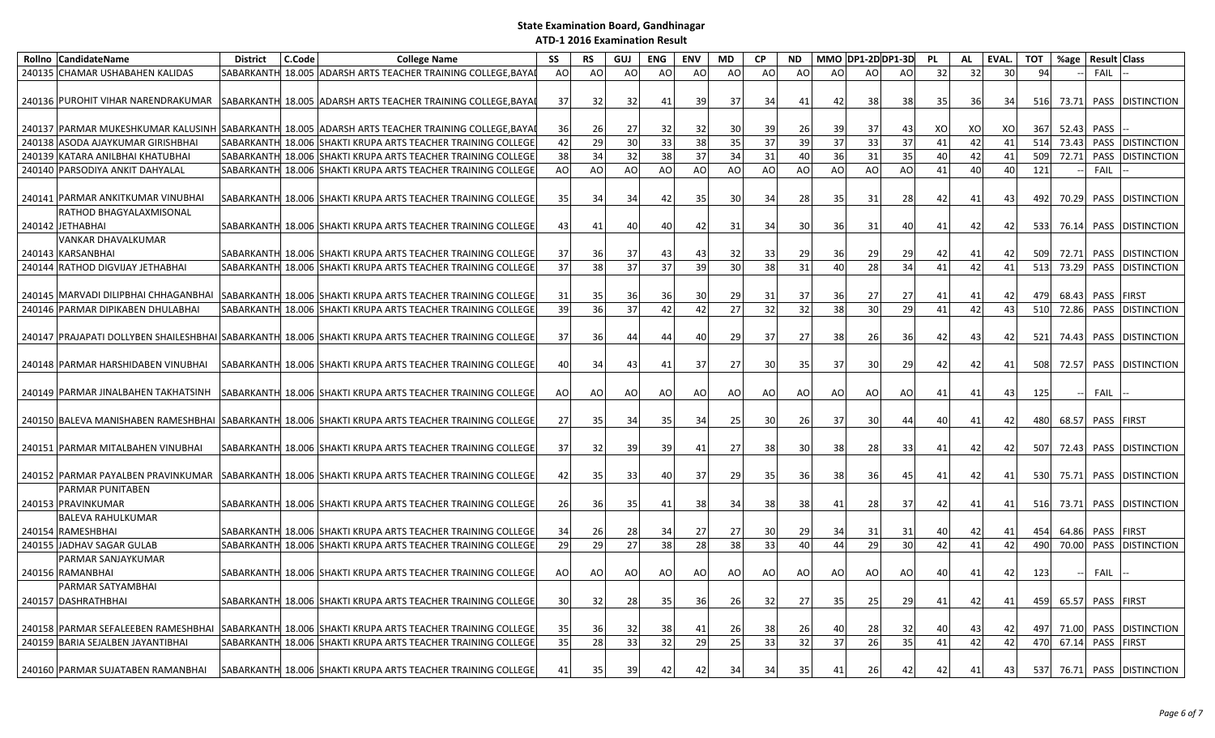# State Examination Board, Gandhinagar

## ATD-1 2016 Examination Result

| Rollno | CandidateName | District | C.Code | College Name | SS | RS | GUJ | ENG | ENV | MD | CP | ND | MMO | DP1-2D | DP1-3D | PL | AL | EVAL. | TOT | %age | Result | Class |
|---|---|---|---|---|---|---|---|---|---|---|---|---|---|---|---|---|---|---|---|---|---|---|
| 240135 | CHAMAR USHABAHEN KALIDAS | SABARKANTH | 18.005 | ADARSH ARTS TEACHER TRAINING COLLEGE,BAYAD | AO | AO | AO | AO | AO | AO | AO | AO | AO | AO | AO | 32 | 32 | 30 | 94 | -- | FAIL | -- |
| 240136 | PUROHIT VIHAR NARENDRAKUMAR | SABARKANTH | 18.005 | ADARSH ARTS TEACHER TRAINING COLLEGE,BAYAD | 37 | 32 | 32 | 41 | 39 | 37 | 34 | 41 | 42 | 38 | 38 | 35 | 36 | 34 | 516 | 73.71 | PASS | DISTINCTION |
| 240137 | PARMAR MUKESHKUMAR KALUSINH | SABARKANTH | 18.005 | ADARSH ARTS TEACHER TRAINING COLLEGE,BAYAD | 36 | 26 | 27 | 32 | 32 | 30 | 39 | 26 | 39 | 37 | 43 | XO | XO | XO | 367 | 52.43 | PASS | -- |
| 240138 | ASODA AJAYKUMAR GIRISHBHAI | SABARKANTH | 18.006 | SHAKTI KRUPA ARTS TEACHER TRAINING COLLEGE | 42 | 29 | 30 | 33 | 38 | 35 | 37 | 39 | 37 | 33 | 37 | 41 | 42 | 41 | 514 | 73.43 | PASS | DISTINCTION |
| 240139 | KATARA ANILBHAI KHATUBHAI | SABARKANTH | 18.006 | SHAKTI KRUPA ARTS TEACHER TRAINING COLLEGE | 38 | 34 | 32 | 38 | 37 | 34 | 31 | 40 | 36 | 31 | 35 | 40 | 42 | 41 | 509 | 72.71 | PASS | DISTINCTION |
| 240140 | PARSODIYA ANKIT DAHYALAL | SABARKANTH | 18.006 | SHAKTI KRUPA ARTS TEACHER TRAINING COLLEGE | AO | AO | AO | AO | AO | AO | AO | AO | AO | AO | AO | 41 | 40 | 40 | 121 | -- | FAIL | -- |
| 240141 | PARMAR ANKITKUMAR VINUBHAI | SABARKANTH | 18.006 | SHAKTI KRUPA ARTS TEACHER TRAINING COLLEGE | 35 | 34 | 34 | 42 | 35 | 30 | 34 | 28 | 35 | 31 | 28 | 42 | 41 | 43 | 492 | 70.29 | PASS | DISTINCTION |
| 240142 | RATHOD BHAGYALAXMISONAL JETHABHAI | SABARKANTH | 18.006 | SHAKTI KRUPA ARTS TEACHER TRAINING COLLEGE | 43 | 41 | 40 | 40 | 42 | 31 | 34 | 30 | 36 | 31 | 40 | 41 | 42 | 42 | 533 | 76.14 | PASS | DISTINCTION |
| 240143 | VANKAR DHAVALKUMAR KARSANBHAI | SABARKANTH | 18.006 | SHAKTI KRUPA ARTS TEACHER TRAINING COLLEGE | 37 | 36 | 37 | 43 | 43 | 32 | 33 | 29 | 36 | 29 | 29 | 42 | 41 | 42 | 509 | 72.71 | PASS | DISTINCTION |
| 240144 | RATHOD DIGVIJAY JETHABHAI | SABARKANTH | 18.006 | SHAKTI KRUPA ARTS TEACHER TRAINING COLLEGE | 37 | 38 | 37 | 37 | 39 | 30 | 38 | 31 | 40 | 28 | 34 | 41 | 42 | 41 | 513 | 73.29 | PASS | DISTINCTION |
| 240145 | MARVADI DILIPBHAI CHHAGANBHAI | SABARKANTH | 18.006 | SHAKTI KRUPA ARTS TEACHER TRAINING COLLEGE | 31 | 35 | 36 | 36 | 30 | 29 | 31 | 37 | 36 | 27 | 27 | 41 | 41 | 42 | 479 | 68.43 | PASS | FIRST |
| 240146 | PARMAR DIPIKABEN DHULABHAI | SABARKANTH | 18.006 | SHAKTI KRUPA ARTS TEACHER TRAINING COLLEGE | 39 | 36 | 37 | 42 | 42 | 27 | 32 | 32 | 38 | 30 | 29 | 41 | 42 | 43 | 510 | 72.86 | PASS | DISTINCTION |
| 240147 | PRAJAPATI DOLLYBEN SHAILESHBHAI | SABARKANTH | 18.006 | SHAKTI KRUPA ARTS TEACHER TRAINING COLLEGE | 37 | 36 | 44 | 44 | 40 | 29 | 37 | 27 | 38 | 26 | 36 | 42 | 43 | 42 | 521 | 74.43 | PASS | DISTINCTION |
| 240148 | PARMAR HARSHIDABEN VINUBHAI | SABARKANTH | 18.006 | SHAKTI KRUPA ARTS TEACHER TRAINING COLLEGE | 40 | 34 | 43 | 41 | 37 | 27 | 30 | 35 | 37 | 30 | 29 | 42 | 42 | 41 | 508 | 72.57 | PASS | DISTINCTION |
| 240149 | PARMAR JINALBAHEN TAKHATSINH | SABARKANTH | 18.006 | SHAKTI KRUPA ARTS TEACHER TRAINING COLLEGE | AO | AO | AO | AO | AO | AO | AO | AO | AO | AO | AO | 41 | 41 | 43 | 125 | -- | FAIL | -- |
| 240150 | BALEVA MANISHABEN RAMESHBHAI | SABARKANTH | 18.006 | SHAKTI KRUPA ARTS TEACHER TRAINING COLLEGE | 27 | 35 | 34 | 35 | 34 | 25 | 30 | 26 | 37 | 30 | 44 | 40 | 41 | 42 | 480 | 68.57 | PASS | FIRST |
| 240151 | PARMAR MITALBAHEN VINUBHAI | SABARKANTH | 18.006 | SHAKTI KRUPA ARTS TEACHER TRAINING COLLEGE | 37 | 32 | 39 | 39 | 41 | 27 | 38 | 30 | 38 | 28 | 33 | 41 | 42 | 42 | 507 | 72.43 | PASS | DISTINCTION |
| 240152 | PARMAR PAYALBEN PRAVINKUMAR | SABARKANTH | 18.006 | SHAKTI KRUPA ARTS TEACHER TRAINING COLLEGE | 42 | 35 | 33 | 40 | 37 | 29 | 35 | 36 | 38 | 36 | 45 | 41 | 42 | 41 | 530 | 75.71 | PASS | DISTINCTION |
| 240153 | PARMAR PUNITABEN PRAVINKUMAR | SABARKANTH | 18.006 | SHAKTI KRUPA ARTS TEACHER TRAINING COLLEGE | 26 | 36 | 35 | 41 | 38 | 34 | 38 | 38 | 41 | 28 | 37 | 42 | 41 | 41 | 516 | 73.71 | PASS | DISTINCTION |
| 240154 | BALEVA RAHULKUMAR RAMESHBHAI | SABARKANTH | 18.006 | SHAKTI KRUPA ARTS TEACHER TRAINING COLLEGE | 34 | 26 | 28 | 34 | 27 | 27 | 30 | 29 | 34 | 31 | 31 | 40 | 42 | 41 | 454 | 64.86 | PASS | FIRST |
| 240155 | JADHAV SAGAR GULAB | SABARKANTH | 18.006 | SHAKTI KRUPA ARTS TEACHER TRAINING COLLEGE | 29 | 29 | 27 | 38 | 28 | 38 | 33 | 40 | 44 | 29 | 30 | 42 | 41 | 42 | 490 | 70.00 | PASS | DISTINCTION |
| 240156 | PARMAR SANJAYKUMAR RAMANBHAI | SABARKANTH | 18.006 | SHAKTI KRUPA ARTS TEACHER TRAINING COLLEGE | AO | AO | AO | AO | AO | AO | AO | AO | AO | AO | AO | 40 | 41 | 42 | 123 | -- | FAIL | -- |
| 240157 | PARMAR SATYAMBHAI DASHRATHBHAI | SABARKANTH | 18.006 | SHAKTI KRUPA ARTS TEACHER TRAINING COLLEGE | 30 | 32 | 28 | 35 | 36 | 26 | 32 | 27 | 35 | 25 | 29 | 41 | 42 | 41 | 459 | 65.57 | PASS | FIRST |
| 240158 | PARMAR SEFALEEBEN RAMESHBHAI | SABARKANTH | 18.006 | SHAKTI KRUPA ARTS TEACHER TRAINING COLLEGE | 35 | 36 | 32 | 38 | 41 | 26 | 38 | 26 | 40 | 28 | 32 | 40 | 43 | 42 | 497 | 71.00 | PASS | DISTINCTION |
| 240159 | BARIA SEJALBEN JAYANTIBHAI | SABARKANTH | 18.006 | SHAKTI KRUPA ARTS TEACHER TRAINING COLLEGE | 35 | 28 | 33 | 32 | 29 | 25 | 33 | 32 | 37 | 26 | 35 | 41 | 42 | 42 | 470 | 67.14 | PASS | FIRST |
| 240160 | PARMAR SUJATABEN RAMANBHAI | SABARKANTH | 18.006 | SHAKTI KRUPA ARTS TEACHER TRAINING COLLEGE | 41 | 35 | 39 | 42 | 42 | 34 | 34 | 35 | 41 | 26 | 42 | 42 | 41 | 43 | 537 | 76.71 | PASS | DISTINCTION |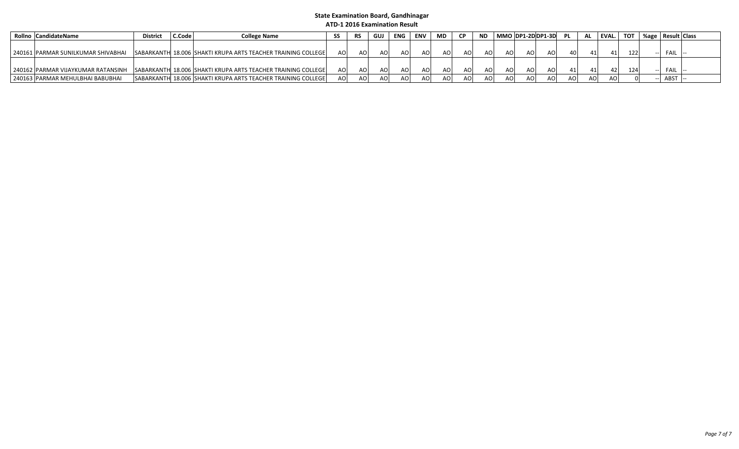**State Examination Board, Gandhinagar**

**ATD-1 2016 Examination Result**

| Rollno | CandidateName | District | C.Code | College Name | SS | RS | GUJ | ENG | ENV | MD | CP | ND | MMO | DP1-2D | DP1-3D | PL | AL | EVAL. | TOT | %age | Result | Class |
|---|---|---|---|---|---|---|---|---|---|---|---|---|---|---|---|---|---|---|---|---|---|---|
| 240161 | PARMAR SUNILKUMAR SHIVABHAI | SABARKANTH | 18.006 | SHAKTI KRUPA ARTS TEACHER TRAINING COLLEGE | AO | AO | AO | AO | AO | AO | AO | AO | AO | AO | AO | 40 | 41 | 41 | 122 | -- | FAIL | -- |
| 240162 | PARMAR VIJAYKUMAR RATANSINH | SABARKANTH | 18.006 | SHAKTI KRUPA ARTS TEACHER TRAINING COLLEGE | AO | AO | AO | AO | AO | AO | AO | AO | AO | AO | AO | 41 | 41 | 42 | 124 | -- | FAIL | -- |
| 240163 | PARMAR MEHULBHAI BABUBHAI | SABARKANTH | 18.006 | SHAKTI KRUPA ARTS TEACHER TRAINING COLLEGE | AO | AO | AO | AO | AO | AO | AO | AO | AO | AO | AO | AO | AO | AO | 0 | -- | ABST | -- |